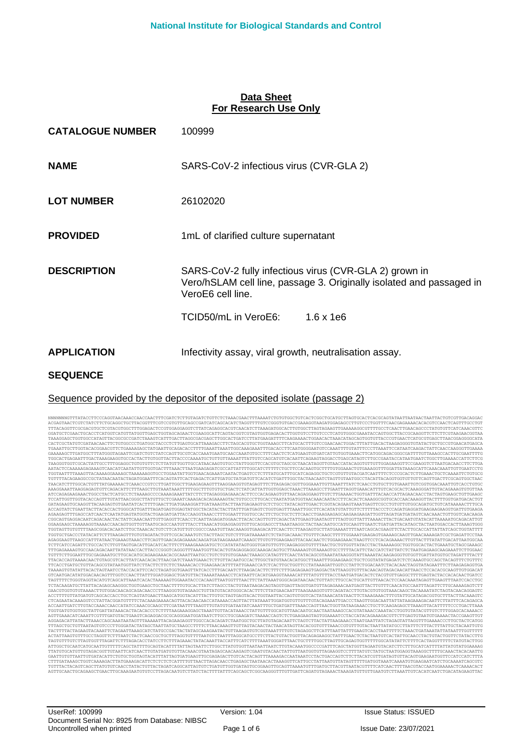**Data Sheet**
**For Research Use Only**

| | |
|---|---|
| **CATALOGUE NUMBER** | 100999 |
| **NAME** | SARS-CoV-2 infectious virus (CVR-GLA 2) |
| **LOT NUMBER** | 26102020 |
| **PROVIDED** | 1mL of clarified culture supernatant |
| **DESCRIPTION** | SARS-CoV-2 fully infectious virus (CVR-GLA 2) grown in Vero/hSLAM cell line, passage 3. Originally isolated and passaged in VeroE6 cell line.<br><br>TCID50/mL in VeroE6: 1.6 x 1e6 |
| **APPLICATION** | Infectivity assay, viral growth, neutralisation assay. |

**SEQUENCE**

Sequence provided by the depositor of the deposited isolate (passage 2)

```
NNNNNNNGTTTATACCTTCCCAGGTAACAAACCAACCAACTTTCGATCTCTTGTAGATCTGTTCTCTAAACGAACTTTAAAATCTGTGTGGCTGTCACTCGGCTGCATGCTTAGTGCACTCACGCAGTATAATTAATAACTAATTACTGTCGTTGACAGGAC
ACGAGTAACTCGTCTATCTTCTGCAGGCTGCTTACGGTTTCGTCCGTGTTGCAGCCGATCATCAGCACATCTAGGTTTCGTCCGGGTGTGACCGAAAGGTAAGATGGAGAGCCTTGTCCCTGGTTTCAACGAGAAAACACACGTCCAACTCAGTTTGCCTGT
```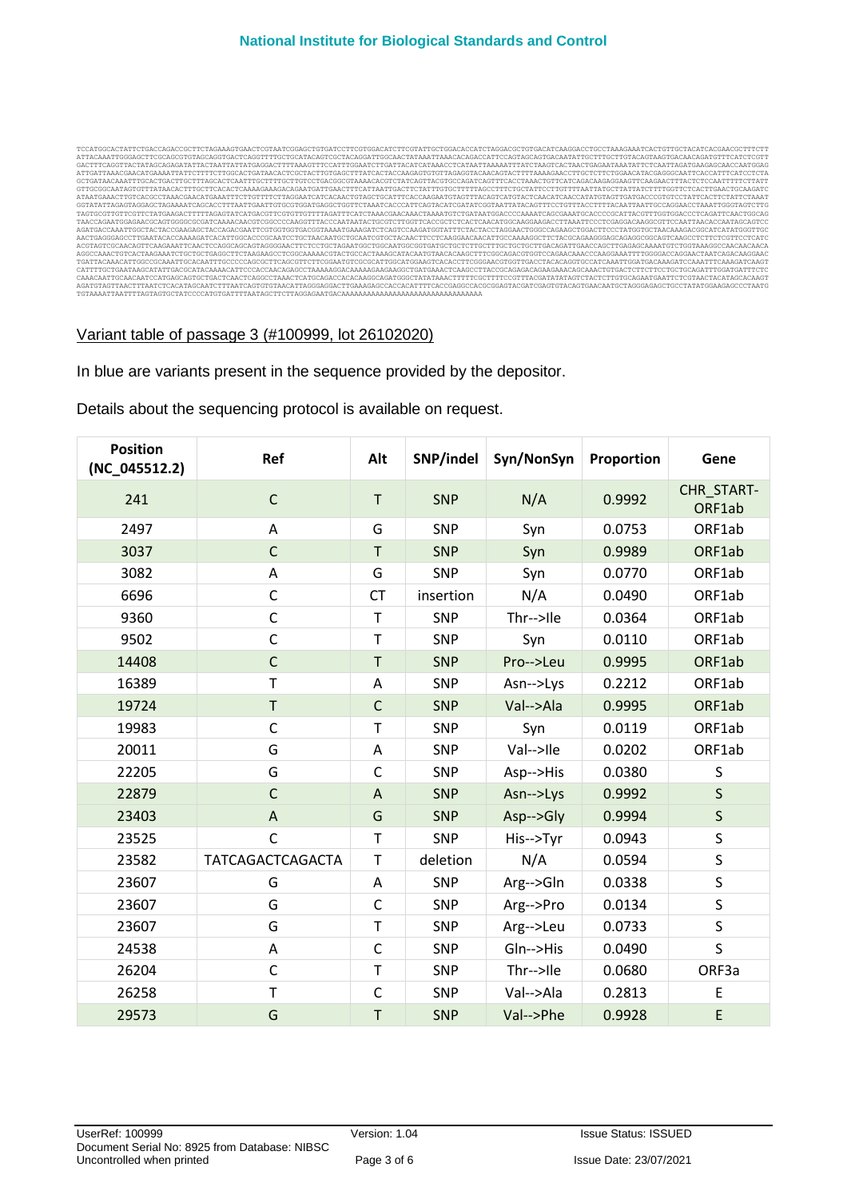```
TCCATGGCACTATTCTGACCAGACCGCTTCTAGAAAGTGAACTCGTAATCGGAGCTGTGATCCTTCGTGGACATCTTCGTATTGCTGGACACCATCTAGGACGCTGTGACATCAAGGACCTGCCTAAAGAAATCACTGTTGCTACATCACGAACGCTTTCTT
ATTACAAATTGGGAGCTTCGCAGCGTGTAGCAGGTGACTCAGGTTTTGCTGCATACAGTCGCTACAGGATTGGCAACTATAAATTAAACACAGACCATTCCAGTAGCAGTGACAATATTGCTTTGCTTGTACAGTAAGTGACAACAGATGTTTCATCTCGTT
GACTTTCAGGTTACTATAGCAGAGATATTACTAATTATTATGAGGACTTTTAAAGTTTCCATTTGGAATCTTGATTACATCATAAACCTCATAATTAAAAATTTATCTAAGTCACTAACTGAGAATAAATATTCTCAATTAGATGAAGAGCAACCAATGGAG
ATTGATTAAACGAACATGAAAATTATTCTTTTCTTGGCACTGATAACACTCGCTACTTGTGAGCTTTATCACTACCAAGAGTGTGTTAGAGGTACAACAGTACTTTTAAAAGAACCTTGCTCTTCTGGAACATACGAGGGCAATTCACCATTTCATCCTCTA
GCTGATAACAAATTTGCACTGACTTGCTTTAGCACTCAATTTGCTTTTGCTTGTCCTGACGGCGTAAAACACGTCTATCAGTTACGTGCCAGATCAGTTTCACCTAAACTGTTCATCAGACAAGAGGAAGTTCAAGAACTTTACTCTCCAATTTTTCTTATT
GTTGCGGCAATAGTGTTTATAACACTTTGCTTCACACTCAAAAGAAAGACAGAATGATTGAACTTTCATTAATTGACTTCTATTTGTGCTTTTTAGCCTTTCTGCTATTCCTTGTTTTAATTATGCTTATTATCTTTTGGTTCTCACTTGAACTGCAAGATC
ATAATGAAACTTGTCACGCCTAAACGAACATGAAATTTCTTGTTTTCTTAGGAATCATCACAACTGTAGCTGCATTTCACCAAGAATGTAGTTTACAGTCATGTACTCAACATCAACCATATGTAGTTGATGACCCGTGTCCTATTCACTTCTATTCTAAAT
GGTATATTAGAGTAGGAGCTAGAAAATCAGCACCTTTAATTGAATTGTGCGTGGATGAGGCTGGTTCTAAATCACCCATTCAGTACATCGATATCGGTAATTATACAGTTTCCTGTTTACCTTTTACAATTAATTGCCAGGAACCTAAATTGGGTAGTCTTG
TAGTGCGTTGTTCGTTCTATGAAGACTTTTTAGAGTATCATGACGTTCGTGTTGTTTTAGATTTCATCTAAACGAACAAACTAAAATGTCTGATAATGGACCCCAAAATCAGCGAAATGCACCCCGCATTACGTTTGGTGGACCCTCAGATTCAACTGGCAG
TAACCAGAATGGAGAACGCAGTGGGGCGCGATCAAAACAACGTCGGCCCCAAGGTTTACCCAATAATACTGCGTCTTGGTTCACCGCTCTCACTCAACATGGCAAGGAAGACCTTAAATTCCCTCGAGGACAAGGCGTTCCAATTAACACCAATAGCAGTCC
AGATGACCAAATTGGCTACTACCGAAGAGCTACCAGACGAATTCGTGGTGGTGACGGTAAAATGAAAGATCTCAGTCCAAGATGGTATTTCTACTACCTAGGAACTGGGCCAGAAGCTGGACTTCCCTATGGTGCTAACAAAGACGGCATCATATGGGTTGC
AACTGAGGGAGCCTTGAATACACCAAAAGATCACATTGGCACCCGCAATCCTGCTAACAATGCTGCAATCGTGCTACAACTTCCTCAAGGAACAACATTGCCAAAAGGCTTCTACGCAGAAGGGAGCAGAGGCGGCAGTCAAGCCTCTTCTCGTTCCTCATC
ACGTAGTCGCAACAGTTCAAGAAATTCAACTCCAGGCAGCAGTAGGGGAACTTCTCCTGCTAGAATGGCTGGCAATGGCGGTGATGCTGCTCTTGCTTTGCTGCTGCTTGACAGATTGAACCAGCTTGAGAGCAAAATGTCTGGTAAAGGCCAACAACAACA
AGGCCAAACTGTCACTAAGAAATCTGCTGCTGAGGCTTCTAAGAAGCCTCGGCAAAAACGTACTGCCACTAAAGCATACAATGTAACACAAGCTTTCGGCAGACGTGGTCCAGAACAAACCCAAGGAAATTTTGGGGACCAGGAACTAATCAGACAAGGAAC
TGATTACAAACATTGGCCGCAAATTGCACAATTTGCCCCCAGCGCTTCAGCGTTCTTCGGAATGTCGCGCATTGGCATGGAAGTCACACCTTCGGGAACGTGGTTGACCTACACAGGTGCCATCAAATTGGATGACAAAGATCCAAATTTCAAAGATCAAGT
CATTTTGCTGAATAAGCATATTGACGCATACAAAACATTCCCACCAACAGAGCCTAAAAAGGACAAAAAGAAGAAGGCTGATGAAACTCAAGCCTTACCGCAGAGACAGAAGAAACAGCAAACTGTGACTCTTCTTCCTGCTGCAGATTTGGATGATTTCTC
CAAACAATTGCAACAATCCATGAGCAGTGCTGACTCAACTCAGGCCTAAACTCATGCAGACCACACAAGGCAGATGGGCTATATAAACTTTTTCGCTTTTCCGTTTACGATATATAGTCTACTCTTGTGCAGAATGAATTCTCGTAACTACATAGCACAAGT
AGATGTAGTTAACTTTAATCTCACATAGCAATCTTTAATCAGTGTGTAACATTAGGGAGGACTTGAAAGAGCCACCACATTTTCACCGAGGCCACGCGGAGTACGATCGAGTGTACAGTGAACAATGCTAGGGAGAGCTGCCTATATGGAAGAGCCCTAATG
TGTAAAATTAATTTTAGTAGTGCTATCCCCATGTGATTTTAATAGCTTCTTAGGAGAATGACAAAAAAAAAAAAAAAAAAAAAAAAAAAAAAAAA
```

## Variant table of passage 3 (#100999, lot 26102020)

In blue are variants present in the sequence provided by the depositor.

Details about the sequencing protocol is available on request.

| Position (NC_045512.2) | Ref | Alt | SNP/indel | Syn/NonSyn | Proportion | Gene |
|---|---|---|---|---|---|---|
| 241 | C | T | SNP | N/A | 0.9992 | CHR_START-ORF1ab |
| 2497 | A | G | SNP | Syn | 0.0753 | ORF1ab |
| 3037 | C | T | SNP | Syn | 0.9989 | ORF1ab |
| 3082 | A | G | SNP | Syn | 0.0770 | ORF1ab |
| 6696 | C | CT | insertion | N/A | 0.0490 | ORF1ab |
| 9360 | C | T | SNP | Thr-->Ile | 0.0364 | ORF1ab |
| 9502 | C | T | SNP | Syn | 0.0110 | ORF1ab |
| 14408 | C | T | SNP | Pro-->Leu | 0.9995 | ORF1ab |
| 16389 | T | A | SNP | Asn-->Lys | 0.2212 | ORF1ab |
| 19724 | T | C | SNP | Val-->Ala | 0.9995 | ORF1ab |
| 19983 | C | T | SNP | Syn | 0.0119 | ORF1ab |
| 20011 | G | A | SNP | Val-->Ile | 0.0202 | ORF1ab |
| 22205 | G | C | SNP | Asp-->His | 0.0380 | S |
| 22879 | C | A | SNP | Asn-->Lys | 0.9992 | S |
| 23403 | A | G | SNP | Asp-->Gly | 0.9994 | S |
| 23525 | C | T | SNP | His-->Tyr | 0.0943 | S |
| 23582 | TATCAGACTCAGACTA | T | deletion | N/A | 0.0594 | S |
| 23607 | G | A | SNP | Arg-->Gln | 0.0338 | S |
| 23607 | G | C | SNP | Arg-->Pro | 0.0134 | S |
| 23607 | G | T | SNP | Arg-->Leu | 0.0733 | S |
| 24538 | A | C | SNP | Gln-->His | 0.0490 | S |
| 26204 | C | T | SNP | Thr-->Ile | 0.0680 | ORF3a |
| 26258 | T | C | SNP | Val-->Ala | 0.2813 | E |
| 29573 | G | T | SNP | Val-->Phe | 0.9928 | E |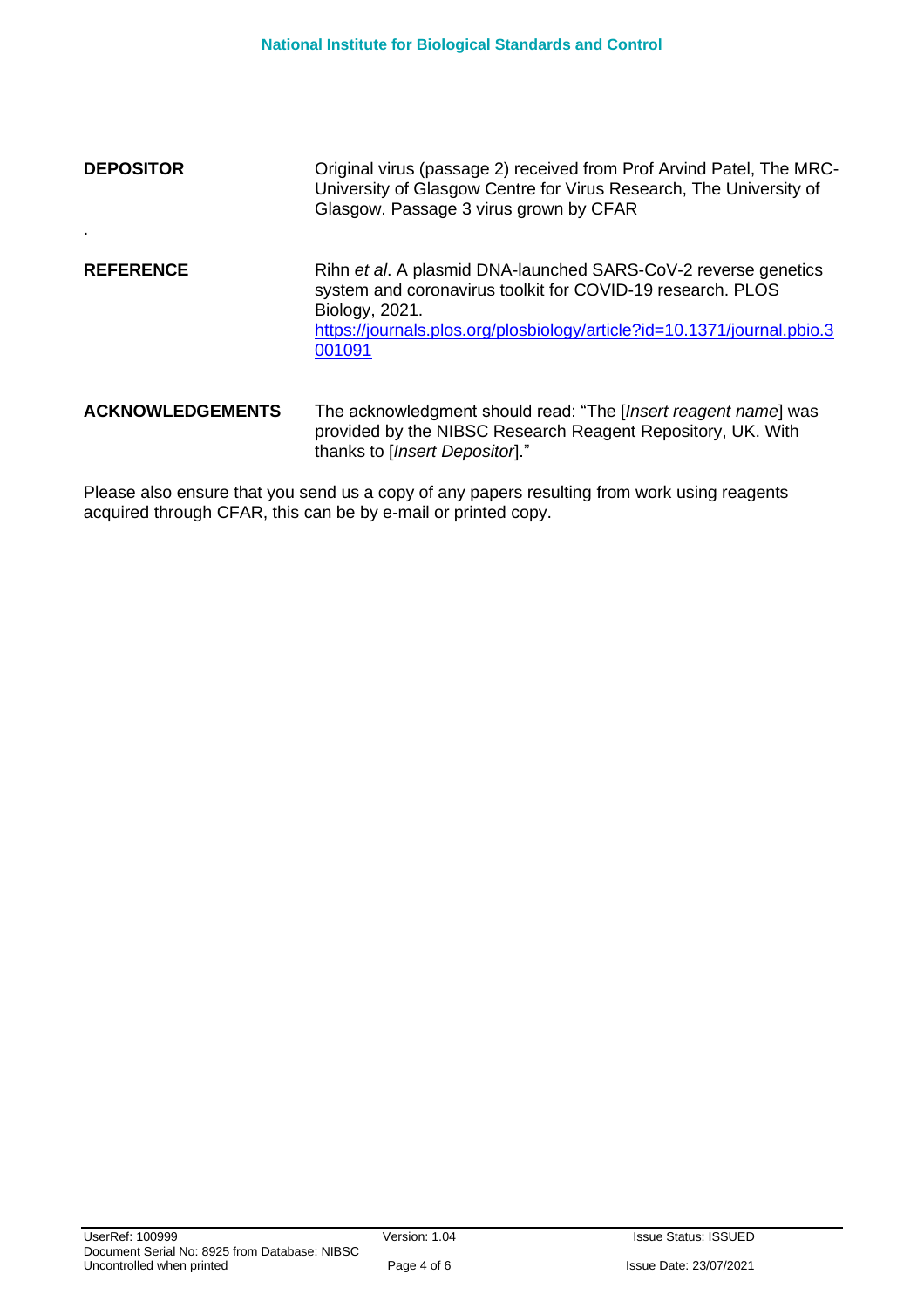**DEPOSITOR**

Original virus (passage 2) received from Prof Arvind Patel, The MRC-University of Glasgow Centre for Virus Research, The University of Glasgow. Passage 3 virus grown by CFAR

.

**REFERENCE**

Rihn *et al*. A plasmid DNA-launched SARS-CoV-2 reverse genetics system and coronavirus toolkit for COVID-19 research. PLOS Biology, 2021. https://journals.plos.org/plosbiology/article?id=10.1371/journal.pbio.3001091

**ACKNOWLEDGEMENTS**

The acknowledgment should read: "The [*Insert reagent name*] was provided by the NIBSC Research Reagent Repository, UK. With thanks to [*Insert Depositor*]."

Please also ensure that you send us a copy of any papers resulting from work using reagents acquired through CFAR, this can be by e-mail or printed copy.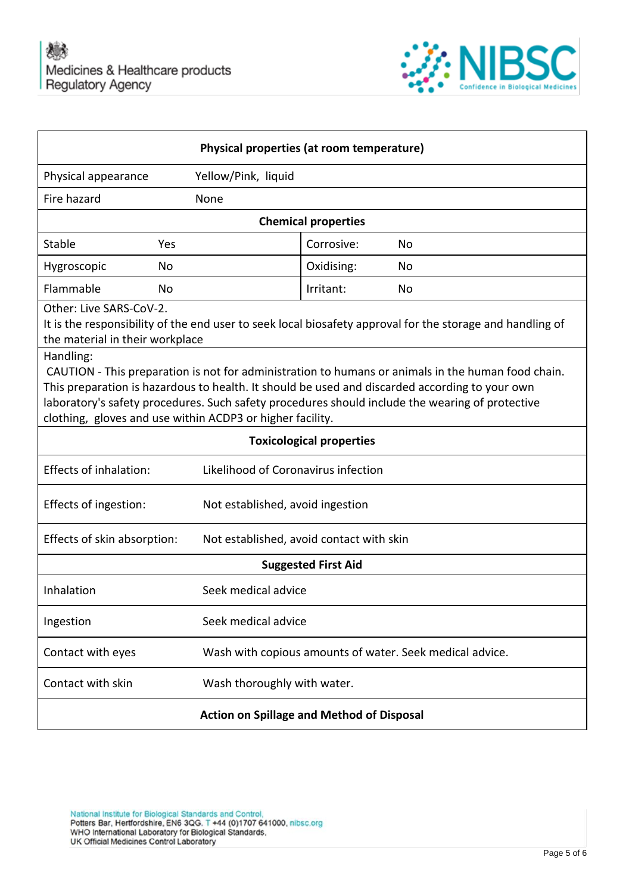| Physical properties (at room temperature) | | | |
|---|---|---|---|
| Physical appearance | Yellow/Pink, liquid | | |
| Fire hazard | None | | |
| **Chemical properties** | | | |
| Stable | Yes | Corrosive: | No |
| Hygroscopic | No | Oxidising: | No |
| Flammable | No | Irritant: | No |
| Other: Live SARS-CoV-2. It is the responsibility of the end user to seek local biosafety approval for the storage and handling of the material in their workplace | | | |
| Handling: CAUTION - This preparation is not for administration to humans or animals in the human food chain. This preparation is hazardous to health. It should be used and discarded according to your own laboratory's safety procedures. Such safety procedures should include the wearing of protective clothing, gloves and use within ACDP3 or higher facility. | | | |

| Toxicological properties | |
|---|---|
| Effects of inhalation: | Likelihood of Coronavirus infection |
| Effects of ingestion: | Not established, avoid ingestion |
| Effects of skin absorption: | Not established, avoid contact with skin |
| **Suggested First Aid** | |
| Inhalation | Seek medical advice |
| Ingestion | Seek medical advice |
| Contact with eyes | Wash with copious amounts of water. Seek medical advice. |
| Contact with skin | Wash thoroughly with water. |
| **Action on Spillage and Method of Disposal** | |

National Institute for Biological Standards and Control,
Potters Bar, Hertfordshire, EN6 3QG. T +44 (0)1707 641000, nibsc.org
WHO International Laboratory for Biological Standards,
UK Official Medicines Control Laboratory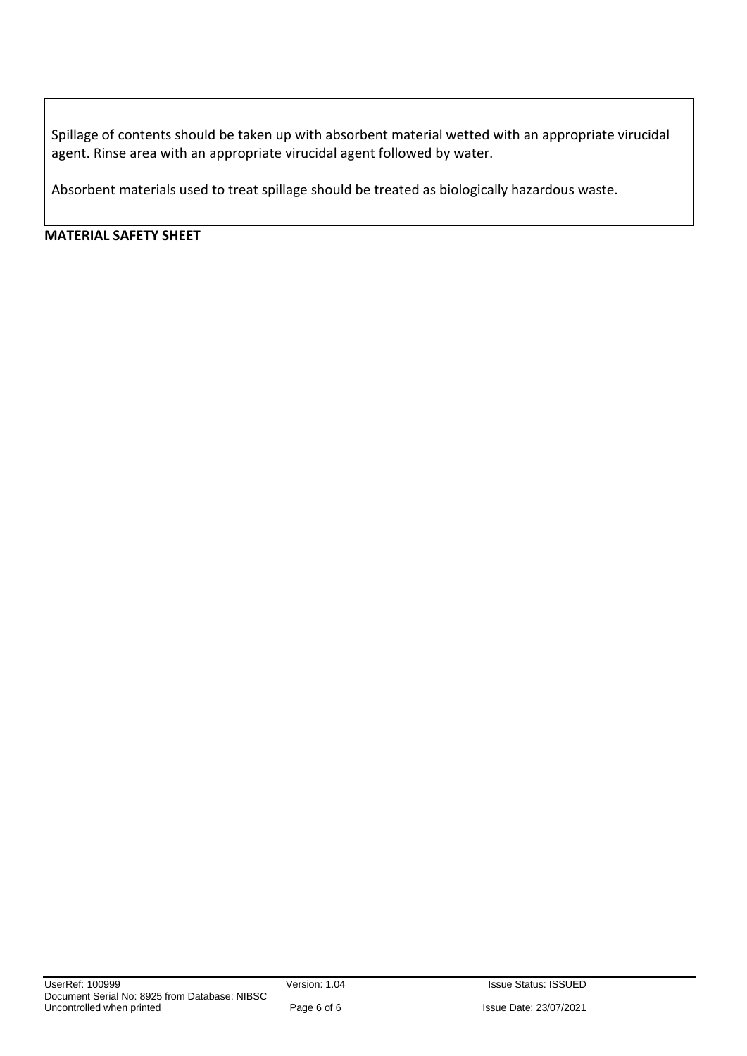Spillage of contents should be taken up with absorbent material wetted with an appropriate virucidal agent. Rinse area with an appropriate virucidal agent followed by water.

Absorbent materials used to treat spillage should be treated as biologically hazardous waste.

**MATERIAL SAFETY SHEET**